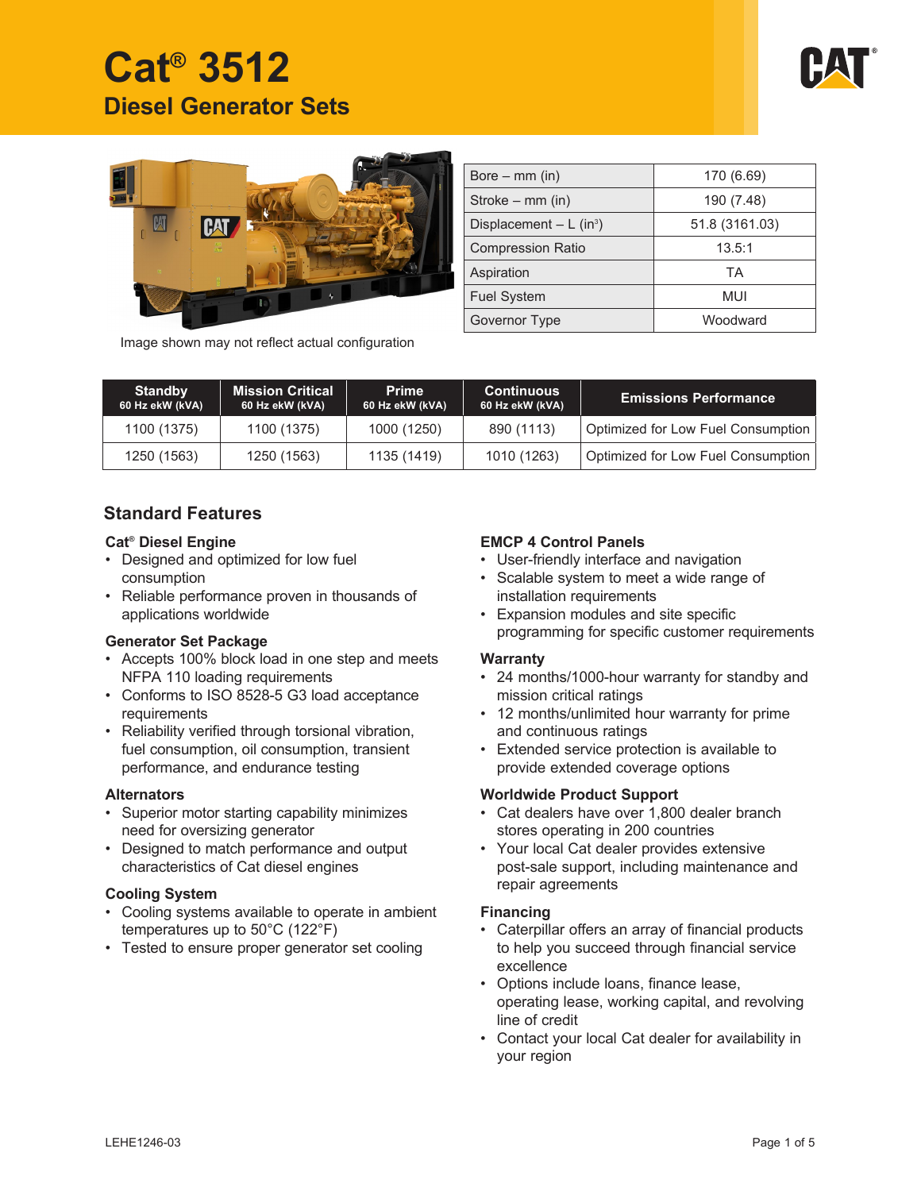# Cat® 3512

## Diesel Generator Sets

Image shown may not reflect actual configuration

| | |
|---|---|
| Bore – mm (in) | 170 (6.69) |
| Stroke – mm (in) | 190 (7.48) |
| Displacement – L (in³) | 51.8 (3161.03) |
| Compression Ratio | 13.5:1 |
| Aspiration | TA |
| Fuel System | MUI |
| Governor Type | Woodward |

| Standby 60 Hz ekW (kVA) | Mission Critical 60 Hz ekW (kVA) | Prime 60 Hz ekW (kVA) | Continuous 60 Hz ekW (kVA) | Emissions Performance |
|---|---|---|---|---|
| 1100 (1375) | 1100 (1375) | 1000 (1250) | 890 (1113) | Optimized for Low Fuel Consumption |
| 1250 (1563) | 1250 (1563) | 1135 (1419) | 1010 (1263) | Optimized for Low Fuel Consumption |

## Standard Features

### Cat® Diesel Engine

- Designed and optimized for low fuel consumption
- Reliable performance proven in thousands of applications worldwide

### Generator Set Package

- Accepts 100% block load in one step and meets NFPA 110 loading requirements
- Conforms to ISO 8528-5 G3 load acceptance requirements
- Reliability verified through torsional vibration, fuel consumption, oil consumption, transient performance, and endurance testing

### Alternators

- Superior motor starting capability minimizes need for oversizing generator
- Designed to match performance and output characteristics of Cat diesel engines

### Cooling System

- Cooling systems available to operate in ambient temperatures up to 50°C (122°F)
- Tested to ensure proper generator set cooling

### EMCP 4 Control Panels

- User-friendly interface and navigation
- Scalable system to meet a wide range of installation requirements
- Expansion modules and site specific programming for specific customer requirements

### Warranty

- 24 months/1000-hour warranty for standby and mission critical ratings
- 12 months/unlimited hour warranty for prime and continuous ratings
- Extended service protection is available to provide extended coverage options

### Worldwide Product Support

- Cat dealers have over 1,800 dealer branch stores operating in 200 countries
- Your local Cat dealer provides extensive post-sale support, including maintenance and repair agreements

### Financing

- Caterpillar offers an array of financial products to help you succeed through financial service excellence
- Options include loans, finance lease, operating lease, working capital, and revolving line of credit
- Contact your local Cat dealer for availability in your region

LEHE1246-03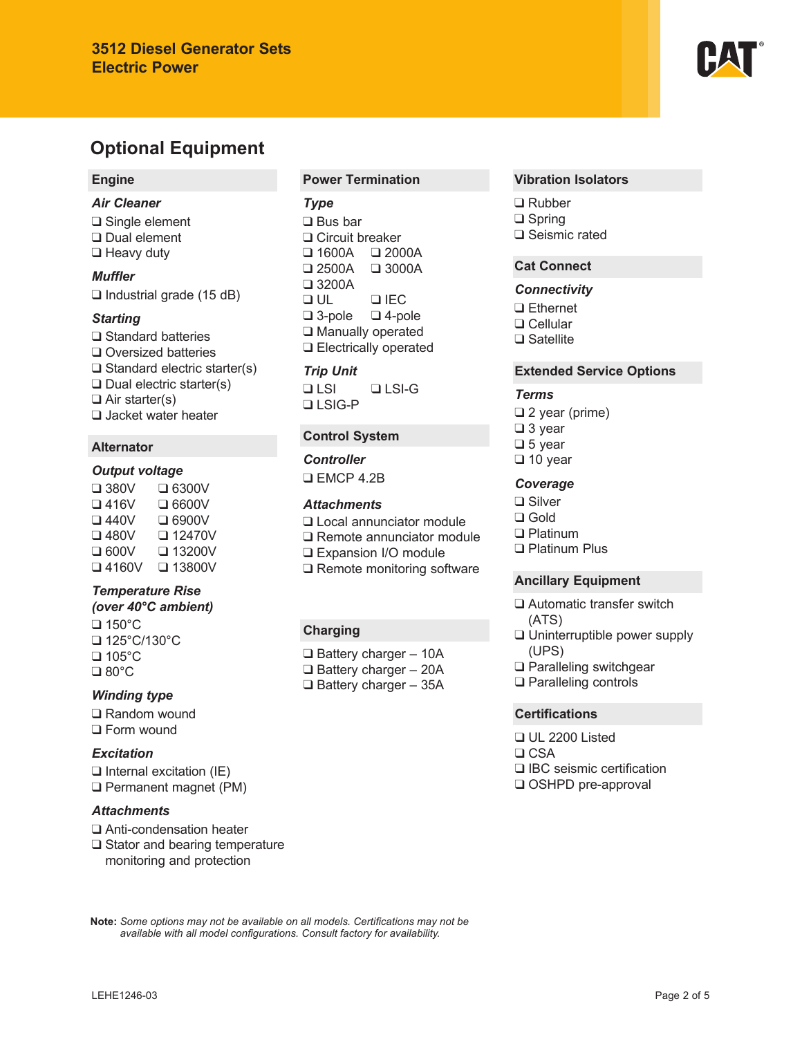## Optional Equipment

### Engine

***Air Cleaner***

- ❑ Single element
- ❑ Dual element
- ❑ Heavy duty

***Muffler***

- ❑ Industrial grade (15 dB)

***Starting***

- ❑ Standard batteries
- ❑ Oversized batteries
- ❑ Standard electric starter(s)
- ❑ Dual electric starter(s)
- ❑ Air starter(s)
- ❑ Jacket water heater

### Alternator

***Output voltage***

- ❑ 380V
- ❑ 416V
- ❑ 440V
- ❑ 480V
- ❑ 600V
- ❑ 4160V
- ❑ 6300V
- ❑ 6600V
- ❑ 6900V
- ❑ 12470V
- ❑ 13200V
- ❑ 13800V

***Temperature Rise (over 40°C ambient)***

- ❑ 150°C
- ❑ 125°C/130°C
- ❑ 105°C
- ❑ 80°C

***Winding type***

- ❑ Random wound
- ❑ Form wound

***Excitation***

- ❑ Internal excitation (IE)
- ❑ Permanent magnet (PM)

***Attachments***

- ❑ Anti-condensation heater
- ❑ Stator and bearing temperature monitoring and protection

### Power Termination

***Type***

- ❑ Bus bar
- ❑ Circuit breaker
- ❑ 1600A
- ❑ 2000A
- ❑ 2500A
- ❑ 3000A
- ❑ 3200A
- ❑ UL
- ❑ IEC
- ❑ 3-pole
- ❑ 4-pole
- ❑ Manually operated
- ❑ Electrically operated

***Trip Unit***

- ❑ LSI
- ❑ LSI-G
- ❑ LSIG-P

### Control System

***Controller***

- ❑ EMCP 4.2B

***Attachments***

- ❑ Local annunciator module
- ❑ Remote annunciator module
- ❑ Expansion I/O module
- ❑ Remote monitoring software

### Charging

- ❑ Battery charger – 10A
- ❑ Battery charger – 20A
- ❑ Battery charger – 35A

### Vibration Isolators

- ❑ Rubber
- ❑ Spring
- ❑ Seismic rated

### Cat Connect

***Connectivity***

- ❑ Ethernet
- ❑ Cellular
- ❑ Satellite

### Extended Service Options

***Terms***

- ❑ 2 year (prime)
- ❑ 3 year
- ❑ 5 year
- ❑ 10 year

***Coverage***

- ❑ Silver
- ❑ Gold
- ❑ Platinum
- ❑ Platinum Plus

### Ancillary Equipment

- ❑ Automatic transfer switch (ATS)
- ❑ Uninterruptible power supply (UPS)
- ❑ Paralleling switchgear
- ❑ Paralleling controls

### Certifications

- ❑ UL 2200 Listed
- ❑ CSA
- ❑ IBC seismic certification
- ❑ OSHPD pre-approval

**Note:** *Some options may not be available on all models. Certifications may not be available with all model configurations. Consult factory for availability.*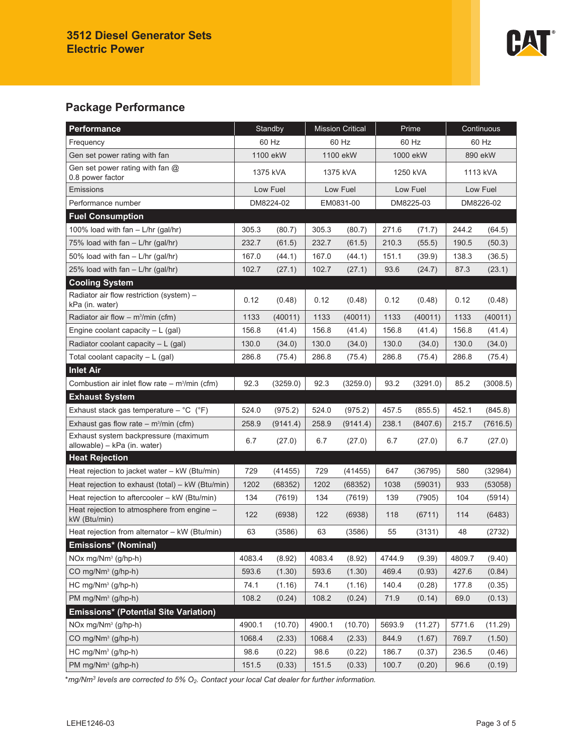# 3512 Diesel Generator Sets
# Electric Power

## Package Performance

| Performance | Standby | | Mission Critical | | Prime | | Continuous | |
|---|---|---|---|---|---|---|---|---|
| Frequency | 60 Hz | | 60 Hz | | 60 Hz | | 60 Hz | |
| Gen set power rating with fan | 1100 ekW | | 1100 ekW | | 1000 ekW | | 890 ekW | |
| Gen set power rating with fan @ 0.8 power factor | 1375 kVA | | 1375 kVA | | 1250 kVA | | 1113 kVA | |
| Emissions | Low Fuel | | Low Fuel | | Low Fuel | | Low Fuel | |
| Performance number | DM8224-02 | | EM0831-00 | | DM8225-03 | | DM8226-02 | |
| **Fuel Consumption** | | | | | | | | |
| 100% load with fan – L/hr (gal/hr) | 305.3 | (80.7) | 305.3 | (80.7) | 271.6 | (71.7) | 244.2 | (64.5) |
| 75% load with fan – L/hr (gal/hr) | 232.7 | (61.5) | 232.7 | (61.5) | 210.3 | (55.5) | 190.5 | (50.3) |
| 50% load with fan – L/hr (gal/hr) | 167.0 | (44.1) | 167.0 | (44.1) | 151.1 | (39.9) | 138.3 | (36.5) |
| 25% load with fan – L/hr (gal/hr) | 102.7 | (27.1) | 102.7 | (27.1) | 93.6 | (24.7) | 87.3 | (23.1) |
| **Cooling System** | | | | | | | | |
| Radiator air flow restriction (system) – kPa (in. water) | 0.12 | (0.48) | 0.12 | (0.48) | 0.12 | (0.48) | 0.12 | (0.48) |
| Radiator air flow – $m^3$/min (cfm) | 1133 | (40011) | 1133 | (40011) | 1133 | (40011) | 1133 | (40011) |
| Engine coolant capacity – L (gal) | 156.8 | (41.4) | 156.8 | (41.4) | 156.8 | (41.4) | 156.8 | (41.4) |
| Radiator coolant capacity – L (gal) | 130.0 | (34.0) | 130.0 | (34.0) | 130.0 | (34.0) | 130.0 | (34.0) |
| Total coolant capacity – L (gal) | 286.8 | (75.4) | 286.8 | (75.4) | 286.8 | (75.4) | 286.8 | (75.4) |
| **Inlet Air** | | | | | | | | |
| Combustion air inlet flow rate – $m^3$/min (cfm) | 92.3 | (3259.0) | 92.3 | (3259.0) | 93.2 | (3291.0) | 85.2 | (3008.5) |
| **Exhaust System** | | | | | | | | |
| Exhaust stack gas temperature – °C (°F) | 524.0 | (975.2) | 524.0 | (975.2) | 457.5 | (855.5) | 452.1 | (845.8) |
| Exhaust gas flow rate – $m^3$/min (cfm) | 258.9 | (9141.4) | 258.9 | (9141.4) | 238.1 | (8407.6) | 215.7 | (7616.5) |
| Exhaust system backpressure (maximum allowable) – kPa (in. water) | 6.7 | (27.0) | 6.7 | (27.0) | 6.7 | (27.0) | 6.7 | (27.0) |
| **Heat Rejection** | | | | | | | | |
| Heat rejection to jacket water – kW (Btu/min) | 729 | (41455) | 729 | (41455) | 647 | (36795) | 580 | (32984) |
| Heat rejection to exhaust (total) – kW (Btu/min) | 1202 | (68352) | 1202 | (68352) | 1038 | (59031) | 933 | (53058) |
| Heat rejection to aftercooler – kW (Btu/min) | 134 | (7619) | 134 | (7619) | 139 | (7905) | 104 | (5914) |
| Heat rejection to atmosphere from engine – kW (Btu/min) | 122 | (6938) | 122 | (6938) | 118 | (6711) | 114 | (6483) |
| Heat rejection from alternator – kW (Btu/min) | 63 | (3586) | 63 | (3586) | 55 | (3131) | 48 | (2732) |
| **Emissions* (Nominal)** | | | | | | | | |
| NOx mg/$Nm^3$ (g/hp-h) | 4083.4 | (8.92) | 4083.4 | (8.92) | 4744.9 | (9.39) | 4809.7 | (9.40) |
| CO mg/$Nm^3$ (g/hp-h) | 593.6 | (1.30) | 593.6 | (1.30) | 469.4 | (0.93) | 427.6 | (0.84) |
| HC mg/$Nm^3$ (g/hp-h) | 74.1 | (1.16) | 74.1 | (1.16) | 140.4 | (0.28) | 177.8 | (0.35) |
| PM mg/$Nm^3$ (g/hp-h) | 108.2 | (0.24) | 108.2 | (0.24) | 71.9 | (0.14) | 69.0 | (0.13) |
| **Emissions* (Potential Site Variation)** | | | | | | | | |
| NOx mg/$Nm^3$ (g/hp-h) | 4900.1 | (10.70) | 4900.1 | (10.70) | 5693.9 | (11.27) | 5771.6 | (11.29) |
| CO mg/$Nm^3$ (g/hp-h) | 1068.4 | (2.33) | 1068.4 | (2.33) | 844.9 | (1.67) | 769.7 | (1.50) |
| HC mg/$Nm^3$ (g/hp-h) | 98.6 | (0.22) | 98.6 | (0.22) | 186.7 | (0.37) | 236.5 | (0.46) |
| PM mg/$Nm^3$ (g/hp-h) | 151.5 | (0.33) | 151.5 | (0.33) | 100.7 | (0.20) | 96.6 | (0.19) |

**mg/$Nm^3$ levels are corrected to 5% $O_2$. Contact your local Cat dealer for further information.*

LEHE1246-03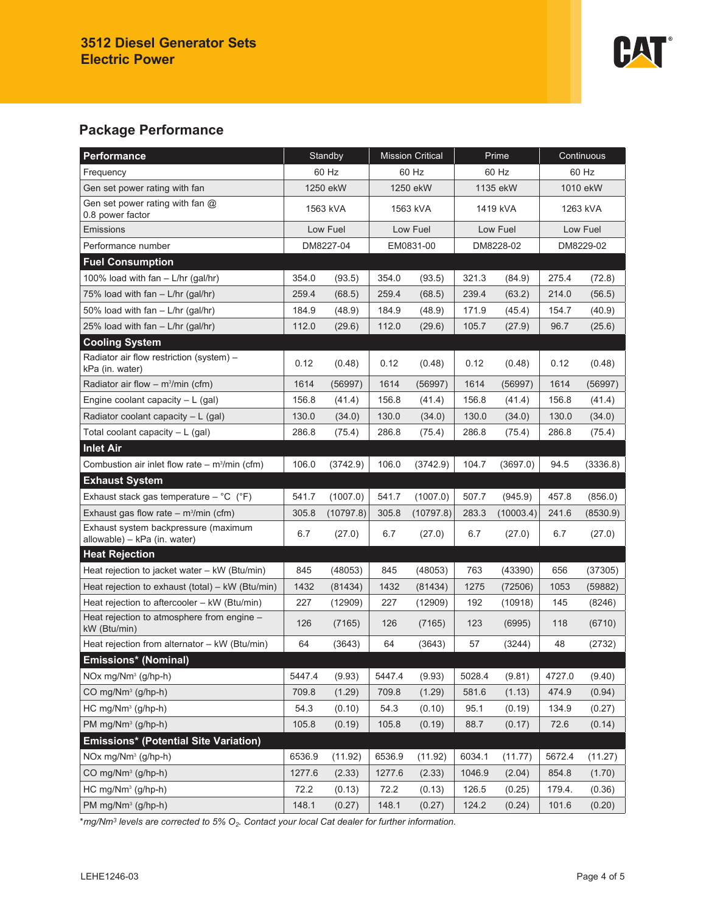## Package Performance

| Performance | Standby | | Mission Critical | | Prime | | Continuous | |
|---|---|---|---|---|---|---|---|---|
| Frequency | 60 Hz | | 60 Hz | | 60 Hz | | 60 Hz | |
| Gen set power rating with fan | 1250 ekW | | 1250 ekW | | 1135 ekW | | 1010 ekW | |
| Gen set power rating with fan @ 0.8 power factor | 1563 kVA | | 1563 kVA | | 1419 kVA | | 1263 kVA | |
| Emissions | Low Fuel | | Low Fuel | | Low Fuel | | Low Fuel | |
| Performance number | DM8227-04 | | EM0831-00 | | DM8228-02 | | DM8229-02 | |
| **Fuel Consumption** | | | | | | | | |
| 100% load with fan – L/hr (gal/hr) | 354.0 | (93.5) | 354.0 | (93.5) | 321.3 | (84.9) | 275.4 | (72.8) |
| 75% load with fan – L/hr (gal/hr) | 259.4 | (68.5) | 259.4 | (68.5) | 239.4 | (63.2) | 214.0 | (56.5) |
| 50% load with fan – L/hr (gal/hr) | 184.9 | (48.9) | 184.9 | (48.9) | 171.9 | (45.4) | 154.7 | (40.9) |
| 25% load with fan – L/hr (gal/hr) | 112.0 | (29.6) | 112.0 | (29.6) | 105.7 | (27.9) | 96.7 | (25.6) |
| **Cooling System** | | | | | | | | |
| Radiator air flow restriction (system) – kPa (in. water) | 0.12 | (0.48) | 0.12 | (0.48) | 0.12 | (0.48) | 0.12 | (0.48) |
| Radiator air flow – $m^3$/min (cfm) | 1614 | (56997) | 1614 | (56997) | 1614 | (56997) | 1614 | (56997) |
| Engine coolant capacity – L (gal) | 156.8 | (41.4) | 156.8 | (41.4) | 156.8 | (41.4) | 156.8 | (41.4) |
| Radiator coolant capacity – L (gal) | 130.0 | (34.0) | 130.0 | (34.0) | 130.0 | (34.0) | 130.0 | (34.0) |
| Total coolant capacity – L (gal) | 286.8 | (75.4) | 286.8 | (75.4) | 286.8 | (75.4) | 286.8 | (75.4) |
| **Inlet Air** | | | | | | | | |
| Combustion air inlet flow rate – $m^3$/min (cfm) | 106.0 | (3742.9) | 106.0 | (3742.9) | 104.7 | (3697.0) | 94.5 | (3336.8) |
| **Exhaust System** | | | | | | | | |
| Exhaust stack gas temperature – °C (°F) | 541.7 | (1007.0) | 541.7 | (1007.0) | 507.7 | (945.9) | 457.8 | (856.0) |
| Exhaust gas flow rate – $m^3$/min (cfm) | 305.8 | (10797.8) | 305.8 | (10797.8) | 283.3 | (10003.4) | 241.6 | (8530.9) |
| Exhaust system backpressure (maximum allowable) – kPa (in. water) | 6.7 | (27.0) | 6.7 | (27.0) | 6.7 | (27.0) | 6.7 | (27.0) |
| **Heat Rejection** | | | | | | | | |
| Heat rejection to jacket water – kW (Btu/min) | 845 | (48053) | 845 | (48053) | 763 | (43390) | 656 | (37305) |
| Heat rejection to exhaust (total) – kW (Btu/min) | 1432 | (81434) | 1432 | (81434) | 1275 | (72506) | 1053 | (59882) |
| Heat rejection to aftercooler – kW (Btu/min) | 227 | (12909) | 227 | (12909) | 192 | (10918) | 145 | (8246) |
| Heat rejection to atmosphere from engine – kW (Btu/min) | 126 | (7165) | 126 | (7165) | 123 | (6995) | 118 | (6710) |
| Heat rejection from alternator – kW (Btu/min) | 64 | (3643) | 64 | (3643) | 57 | (3244) | 48 | (2732) |
| **Emissions* (Nominal)** | | | | | | | | |
| NOx mg/$Nm^3$ (g/hp-h) | 5447.4 | (9.93) | 5447.4 | (9.93) | 5028.4 | (9.81) | 4727.0 | (9.40) |
| CO mg/$Nm^3$ (g/hp-h) | 709.8 | (1.29) | 709.8 | (1.29) | 581.6 | (1.13) | 474.9 | (0.94) |
| HC mg/$Nm^3$ (g/hp-h) | 54.3 | (0.10) | 54.3 | (0.10) | 95.1 | (0.19) | 134.9 | (0.27) |
| PM mg/$Nm^3$ (g/hp-h) | 105.8 | (0.19) | 105.8 | (0.19) | 88.7 | (0.17) | 72.6 | (0.14) |
| **Emissions* (Potential Site Variation)** | | | | | | | | |
| NOx mg/$Nm^3$ (g/hp-h) | 6536.9 | (11.92) | 6536.9 | (11.92) | 6034.1 | (11.77) | 5672.4 | (11.27) |
| CO mg/$Nm^3$ (g/hp-h) | 1277.6 | (2.33) | 1277.6 | (2.33) | 1046.9 | (2.04) | 854.8 | (1.70) |
| HC mg/$Nm^3$ (g/hp-h) | 72.2 | (0.13) | 72.2 | (0.13) | 126.5 | (0.25) | 179.4. | (0.36) |
| PM mg/$Nm^3$ (g/hp-h) | 148.1 | (0.27) | 148.1 | (0.27) | 124.2 | (0.24) | 101.6 | (0.20) |

**mg/$Nm^3$ levels are corrected to 5% $O_2$. Contact your local Cat dealer for further information.*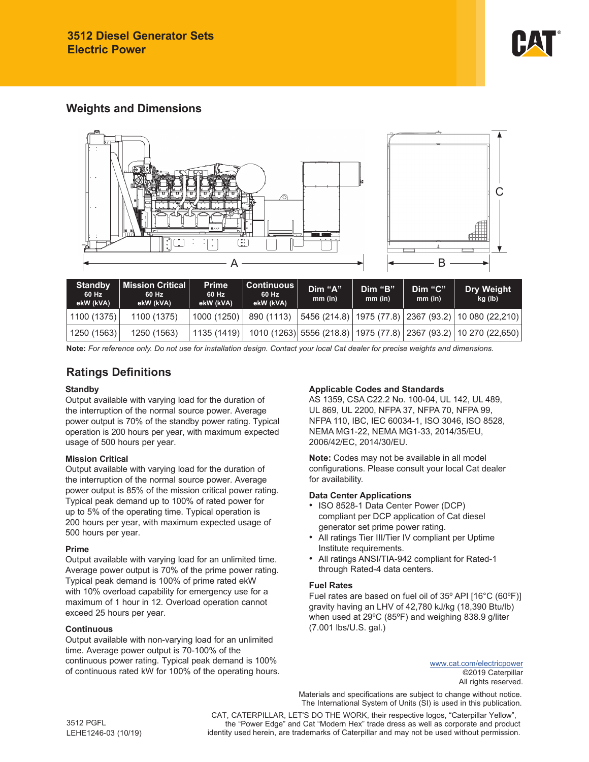## Weights and Dimensions

A

B

C

| Standby 60 Hz ekW (kVA) | Mission Critical 60 Hz ekW (kVA) | Prime 60 Hz ekW (kVA) | Continuous 60 Hz ekW (kVA) | Dim "A" mm (in) | Dim "B" mm (in) | Dim "C" mm (in) | Dry Weight kg (lb) |
|---|---|---|---|---|---|---|---|
| 1100 (1375) | 1100 (1375) | 1000 (1250) | 890 (1113) | 5456 (214.8) | 1975 (77.8) | 2367 (93.2) | 10 080 (22,210) |
| 1250 (1563) | 1250 (1563) | 1135 (1419) | 1010 (1263) | 5556 (218.8) | 1975 (77.8) | 2367 (93.2) | 10 270 (22,650) |

**Note:** *For reference only. Do not use for installation design. Contact your local Cat dealer for precise weights and dimensions.*

## Ratings Definitions

### Standby

Output available with varying load for the duration of the interruption of the normal source power. Average power output is 70% of the standby power rating. Typical operation is 200 hours per year, with maximum expected usage of 500 hours per year.

### Mission Critical

Output available with varying load for the duration of the interruption of the normal source power. Average power output is 85% of the mission critical power rating. Typical peak demand up to 100% of rated power for up to 5% of the operating time. Typical operation is 200 hours per year, with maximum expected usage of 500 hours per year.

### Prime

Output available with varying load for an unlimited time. Average power output is 70% of the prime power rating. Typical peak demand is 100% of prime rated ekW with 10% overload capability for emergency use for a maximum of 1 hour in 12. Overload operation cannot exceed 25 hours per year.

### Continuous

Output available with non-varying load for an unlimited time. Average power output is 70-100% of the continuous power rating. Typical peak demand is 100% of continuous rated kW for 100% of the operating hours.

### Applicable Codes and Standards

AS 1359, CSA C22.2 No. 100-04, UL 142, UL 489, UL 869, UL 2200, NFPA 37, NFPA 70, NFPA 99, NFPA 110, IBC, IEC 60034-1, ISO 3046, ISO 8528, NEMA MG1-22, NEMA MG1-33, 2014/35/EU, 2006/42/EC, 2014/30/EU.

**Note:** Codes may not be available in all model configurations. Please consult your local Cat dealer for availability.

### Data Center Applications

- ISO 8528-1 Data Center Power (DCP) compliant per DCP application of Cat diesel generator set prime power rating.
- All ratings Tier III/Tier IV compliant per Uptime Institute requirements.
- All ratings ANSI/TIA-942 compliant for Rated-1 through Rated-4 data centers.

### Fuel Rates

Fuel rates are based on fuel oil of 35º API [16°C (60ºF)] gravity having an LHV of 42,780 kJ/kg (18,390 Btu/lb) when used at 29ºC (85ºF) and weighing 838.9 g/liter (7.001 lbs/U.S. gal.)

www.cat.com/electricpower
©2019 Caterpillar
All rights reserved.

Materials and specifications are subject to change without notice.
The International System of Units (SI) is used in this publication.

CAT, CATERPILLAR, LET'S DO THE WORK, their respective logos, "Caterpillar Yellow", the "Power Edge" and Cat "Modern Hex" trade dress as well as corporate and product identity used herein, are trademarks of Caterpillar and may not be used without permission.

3512 PGFL
LEHE1246-03 (10/19)